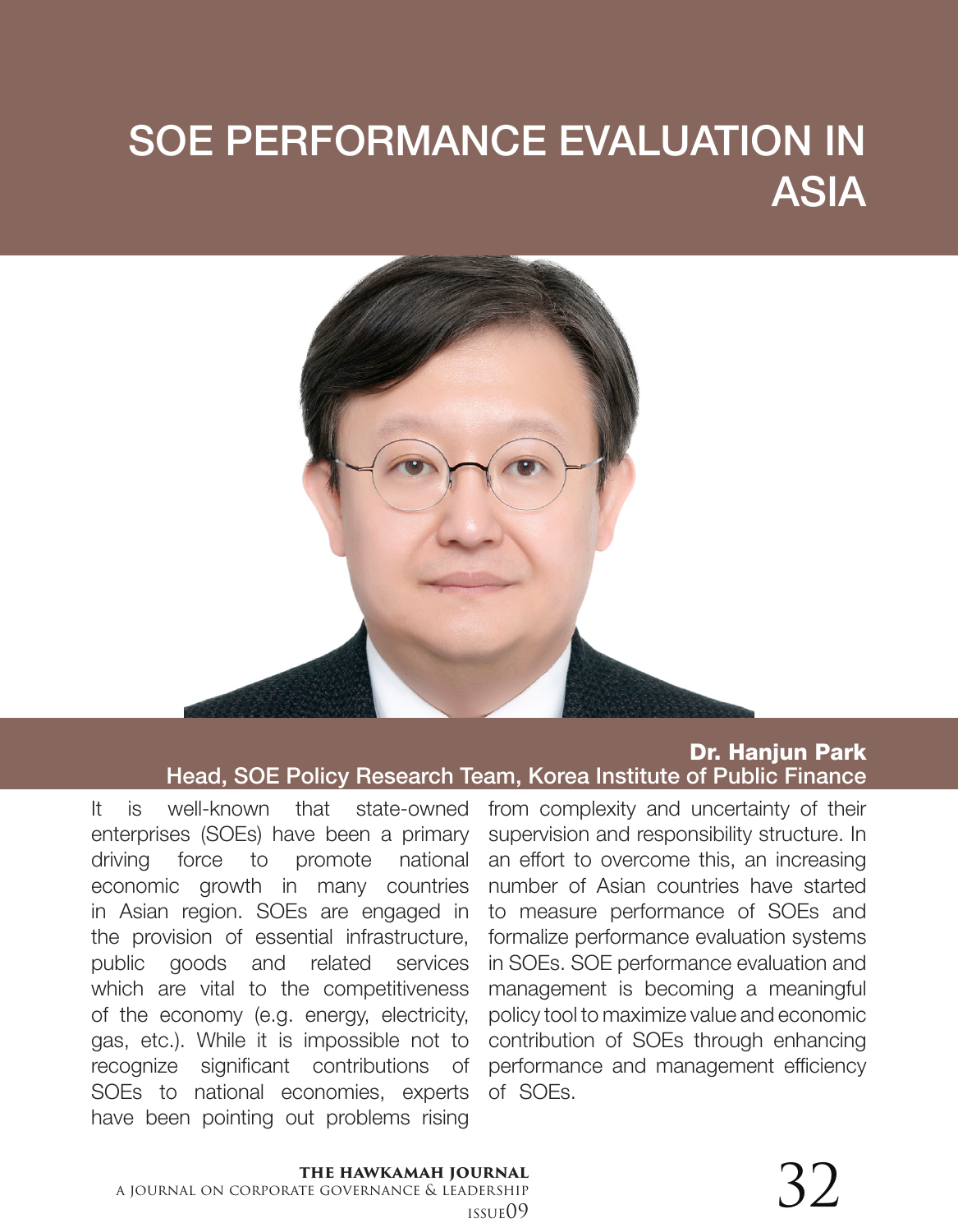# SOE PERFORMANCE EVALUATION IN ASIA

**Dr. Hanjun Park**
Head, SOE Policy Research Team, Korea Institute of Public Finance

It is well-known that state-owned enterprises (SOEs) have been a primary driving force to promote national economic growth in many countries in Asian region. SOEs are engaged in the provision of essential infrastructure, public goods and related services which are vital to the competitiveness of the economy (e.g. energy, electricity, gas, etc.). While it is impossible not to recognize significant contributions of SOEs to national economies, experts have been pointing out problems rising from complexity and uncertainty of their supervision and responsibility structure. In an effort to overcome this, an increasing number of Asian countries have started to measure performance of SOEs and formalize performance evaluation systems in SOEs. SOE performance evaluation and management is becoming a meaningful policy tool to maximize value and economic contribution of SOEs through enhancing performance and management efficiency of SOEs.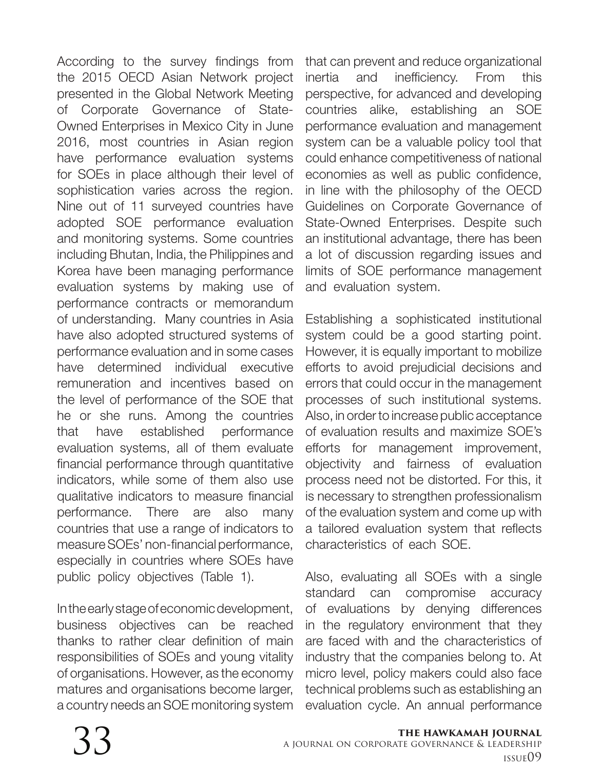According to the survey findings from the 2015 OECD Asian Network project presented in the Global Network Meeting of Corporate Governance of State-Owned Enterprises in Mexico City in June 2016, most countries in Asian region have performance evaluation systems for SOEs in place although their level of sophistication varies across the region. Nine out of 11 surveyed countries have adopted SOE performance evaluation and monitoring systems. Some countries including Bhutan, India, the Philippines and Korea have been managing performance evaluation systems by making use of performance contracts or memorandum of understanding. Many countries in Asia have also adopted structured systems of performance evaluation and in some cases have determined individual executive remuneration and incentives based on the level of performance of the SOE that he or she runs. Among the countries that have established performance evaluation systems, all of them evaluate financial performance through quantitative indicators, while some of them also use qualitative indicators to measure financial performance. There are also many countries that use a range of indicators to measure SOEs' non-financial performance, especially in countries where SOEs have public policy objectives (Table 1).

In the early stage of economic development, business objectives can be reached thanks to rather clear definition of main responsibilities of SOEs and young vitality of organisations. However, as the economy matures and organisations become larger, a country needs an SOE monitoring system that can prevent and reduce organizational inertia and inefficiency. From this perspective, for advanced and developing countries alike, establishing an SOE performance evaluation and management system can be a valuable policy tool that could enhance competitiveness of national economies as well as public confidence, in line with the philosophy of the OECD Guidelines on Corporate Governance of State-Owned Enterprises. Despite such an institutional advantage, there has been a lot of discussion regarding issues and limits of SOE performance management and evaluation system.

Establishing a sophisticated institutional system could be a good starting point. However, it is equally important to mobilize efforts to avoid prejudicial decisions and errors that could occur in the management processes of such institutional systems. Also, in order to increase public acceptance of evaluation results and maximize SOE's efforts for management improvement, objectivity and fairness of evaluation process need not be distorted. For this, it is necessary to strengthen professionalism of the evaluation system and come up with a tailored evaluation system that reflects characteristics of each SOE.

Also, evaluating all SOEs with a single standard can compromise accuracy of evaluations by denying differences in the regulatory environment that they are faced with and the characteristics of industry that the companies belong to. At micro level, policy makers could also face technical problems such as establishing an evaluation cycle. An annual performance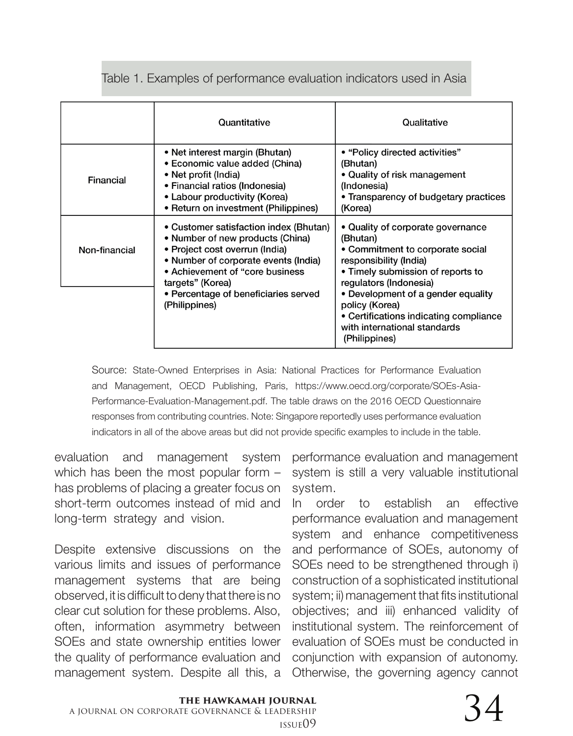Table 1. Examples of performance evaluation indicators used in Asia

| | Quantitative | Qualitative |
|---|---|---|
| Financial | • Net interest margin (Bhutan)<br>• Economic value added (China)<br>• Net profit (India)<br>• Financial ratios (Indonesia)<br>• Labour productivity (Korea)<br>• Return on investment (Philippines) | • "Policy directed activities" (Bhutan)<br>• Quality of risk management (Indonesia)<br>• Transparency of budgetary practices (Korea) |
| Non-financial | • Customer satisfaction index (Bhutan)<br>• Number of new products (China)<br>• Project cost overrun (India)<br>• Number of corporate events (India)<br>• Achievement of "core business targets" (Korea)<br>• Percentage of beneficiaries served (Philippines) | • Quality of corporate governance (Bhutan)<br>• Commitment to corporate social responsibility (India)<br>• Timely submission of reports to regulators (Indonesia)<br>• Development of a gender equality policy (Korea)<br>• Certifications indicating compliance with international standards (Philippines) |

Source: State-Owned Enterprises in Asia: National Practices for Performance Evaluation and Management, OECD Publishing, Paris, https://www.oecd.org/corporate/SOEs-Asia-Performance-Evaluation-Management.pdf. The table draws on the 2016 OECD Questionnaire responses from contributing countries. Note: Singapore reportedly uses performance evaluation indicators in all of the above areas but did not provide specific examples to include in the table.

evaluation and management system which has been the most popular form – has problems of placing a greater focus on short-term outcomes instead of mid and long-term strategy and vision.

Despite extensive discussions on the various limits and issues of performance management systems that are being observed, it is difficult to deny that there is no clear cut solution for these problems. Also, often, information asymmetry between SOEs and state ownership entities lower the quality of performance evaluation and management system. Despite all this, a performance evaluation and management system is still a very valuable institutional system.

In order to establish an effective performance evaluation and management system and enhance competitiveness and performance of SOEs, autonomy of SOEs need to be strengthened through i) construction of a sophisticated institutional system; ii) management that fits institutional objectives; and iii) enhanced validity of institutional system. The reinforcement of evaluation of SOEs must be conducted in conjunction with expansion of autonomy. Otherwise, the governing agency cannot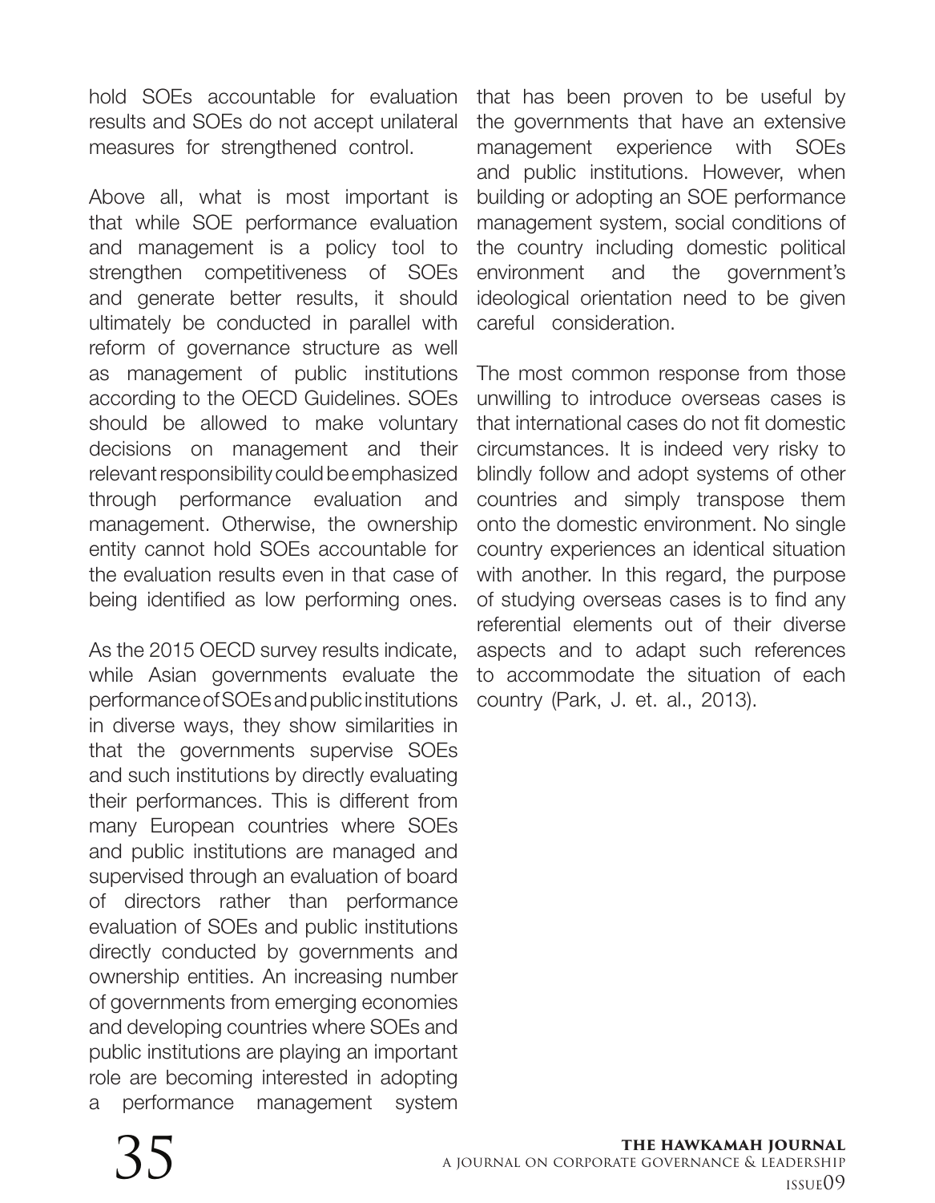hold SOEs accountable for evaluation results and SOEs do not accept unilateral measures for strengthened control.

Above all, what is most important is that while SOE performance evaluation and management is a policy tool to strengthen competitiveness of SOEs and generate better results, it should ultimately be conducted in parallel with reform of governance structure as well as management of public institutions according to the OECD Guidelines. SOEs should be allowed to make voluntary decisions on management and their relevant responsibility could be emphasized through performance evaluation and management. Otherwise, the ownership entity cannot hold SOEs accountable for the evaluation results even in that case of being identified as low performing ones.

As the 2015 OECD survey results indicate, while Asian governments evaluate the performance of SOEs and public institutions in diverse ways, they show similarities in that the governments supervise SOEs and such institutions by directly evaluating their performances. This is different from many European countries where SOEs and public institutions are managed and supervised through an evaluation of board of directors rather than performance evaluation of SOEs and public institutions directly conducted by governments and ownership entities. An increasing number of governments from emerging economies and developing countries where SOEs and public institutions are playing an important role are becoming interested in adopting a performance management system that has been proven to be useful by the governments that have an extensive management experience with SOEs and public institutions. However, when building or adopting an SOE performance management system, social conditions of the country including domestic political environment and the government's ideological orientation need to be given careful consideration.

The most common response from those unwilling to introduce overseas cases is that international cases do not fit domestic circumstances. It is indeed very risky to blindly follow and adopt systems of other countries and simply transpose them onto the domestic environment. No single country experiences an identical situation with another. In this regard, the purpose of studying overseas cases is to find any referential elements out of their diverse aspects and to adapt such references to accommodate the situation of each country (Park, J. et. al., 2013).